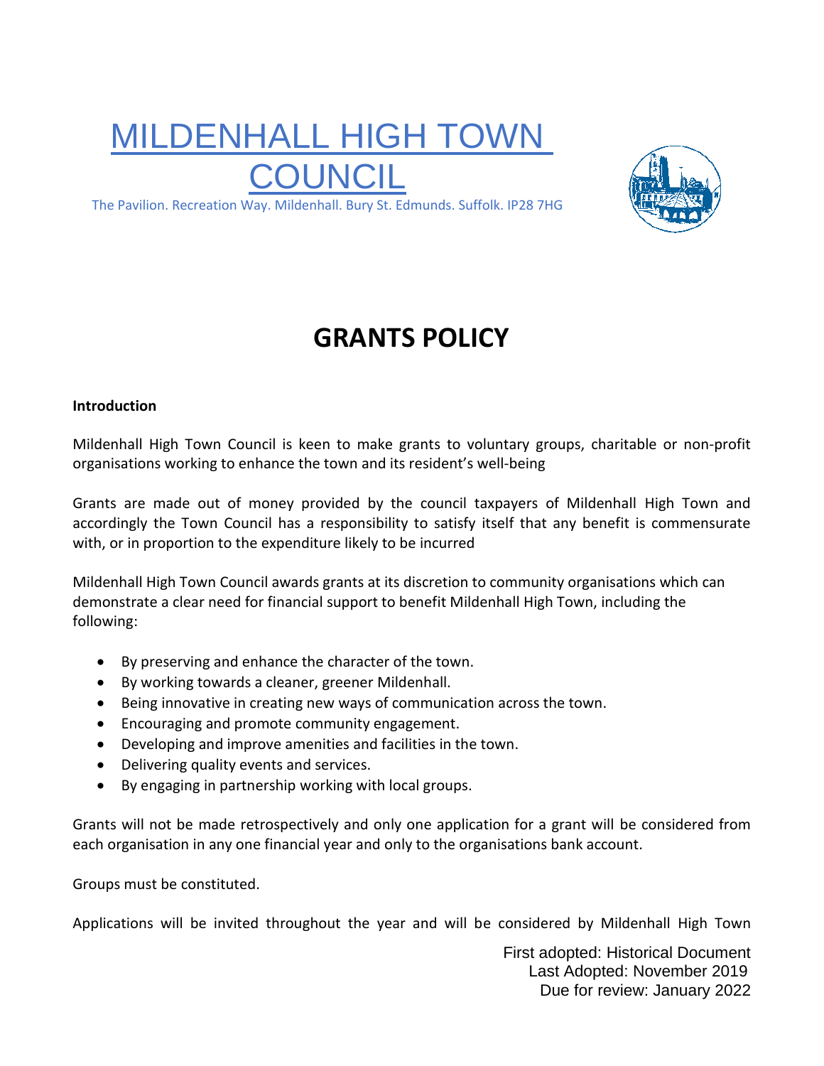# MILDENHALL HIGH TOWN COUNCIL

The Pavilion. Recreation Way. Mildenhall. Bury St. Edmunds. Suffolk. IP28 7HG

# GRANTS POLICY

**Introduction**

Mildenhall High Town Council is keen to make grants to voluntary groups, charitable or non-profit organisations working to enhance the town and its resident's well-being

Grants are made out of money provided by the council taxpayers of Mildenhall High Town and accordingly the Town Council has a responsibility to satisfy itself that any benefit is commensurate with, or in proportion to the expenditure likely to be incurred

Mildenhall High Town Council awards grants at its discretion to community organisations which can demonstrate a clear need for financial support to benefit Mildenhall High Town, including the following:

- By preserving and enhance the character of the town.
- By working towards a cleaner, greener Mildenhall.
- Being innovative in creating new ways of communication across the town.
- Encouraging and promote community engagement.
- Developing and improve amenities and facilities in the town.
- Delivering quality events and services.
- By engaging in partnership working with local groups.

Grants will not be made retrospectively and only one application for a grant will be considered from each organisation in any one financial year and only to the organisations bank account.

Groups must be constituted.

Applications will be invited throughout the year and will be considered by Mildenhall High Town

First adopted: Historical Document
Last Adopted: November 2019
Due for review: January 2022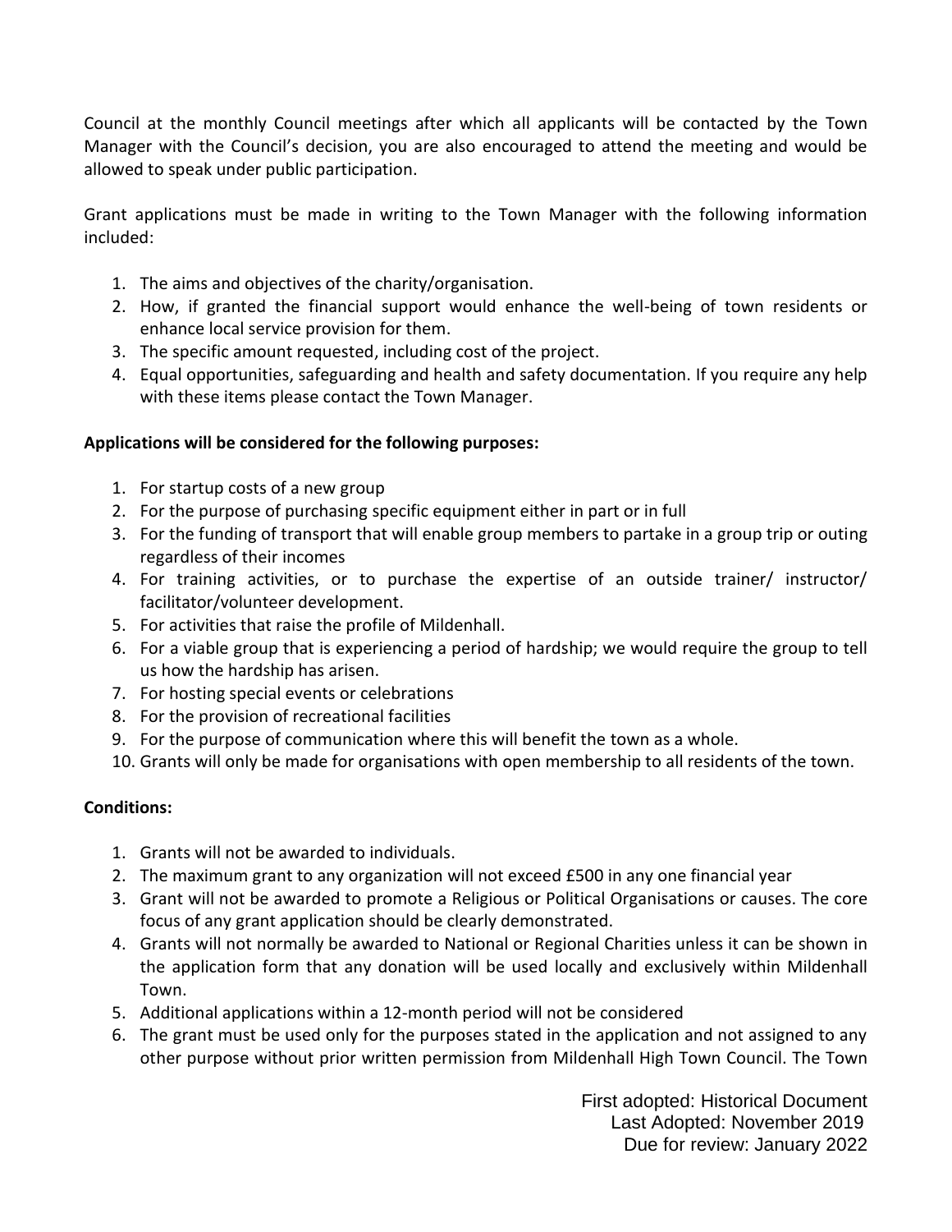Council at the monthly Council meetings after which all applicants will be contacted by the Town Manager with the Council's decision, you are also encouraged to attend the meeting and would be allowed to speak under public participation.

Grant applications must be made in writing to the Town Manager with the following information included:

1. The aims and objectives of the charity/organisation.
2. How, if granted the financial support would enhance the well-being of town residents or enhance local service provision for them.
3. The specific amount requested, including cost of the project.
4. Equal opportunities, safeguarding and health and safety documentation. If you require any help with these items please contact the Town Manager.

**Applications will be considered for the following purposes:**

1. For startup costs of a new group
2. For the purpose of purchasing specific equipment either in part or in full
3. For the funding of transport that will enable group members to partake in a group trip or outing regardless of their incomes
4. For training activities, or to purchase the expertise of an outside trainer/ instructor/ facilitator/volunteer development.
5. For activities that raise the profile of Mildenhall.
6. For a viable group that is experiencing a period of hardship; we would require the group to tell us how the hardship has arisen.
7. For hosting special events or celebrations
8. For the provision of recreational facilities
9. For the purpose of communication where this will benefit the town as a whole.
10. Grants will only be made for organisations with open membership to all residents of the town.

**Conditions:**

1. Grants will not be awarded to individuals.
2. The maximum grant to any organization will not exceed £500 in any one financial year
3. Grant will not be awarded to promote a Religious or Political Organisations or causes. The core focus of any grant application should be clearly demonstrated.
4. Grants will not normally be awarded to National or Regional Charities unless it can be shown in the application form that any donation will be used locally and exclusively within Mildenhall Town.
5. Additional applications within a 12-month period will not be considered
6. The grant must be used only for the purposes stated in the application and not assigned to any other purpose without prior written permission from Mildenhall High Town Council. The Town

First adopted: Historical Document
Last Adopted: November 2019
Due for review: January 2022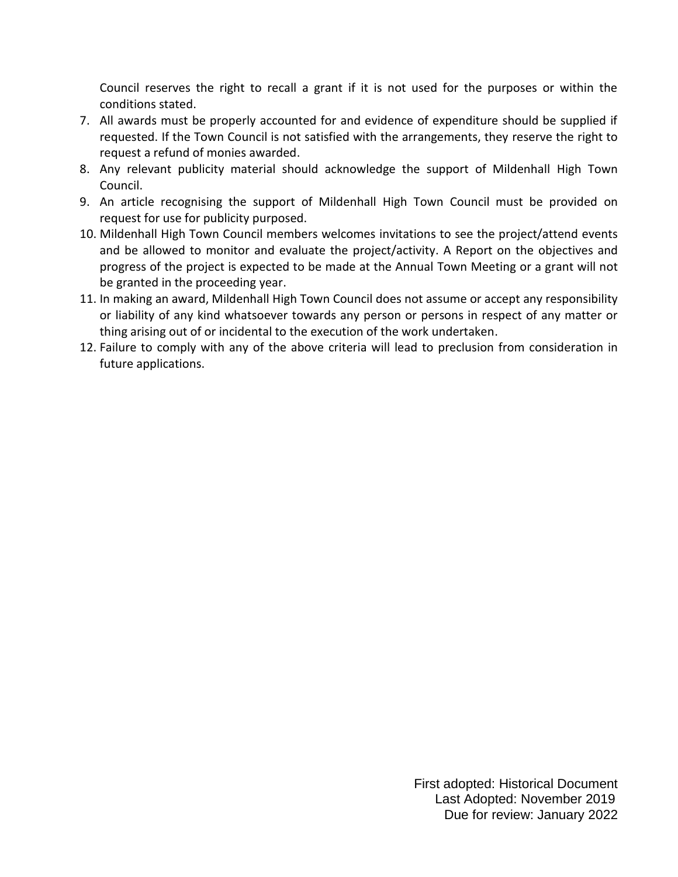Council reserves the right to recall a grant if it is not used for the purposes or within the conditions stated.

7. All awards must be properly accounted for and evidence of expenditure should be supplied if requested. If the Town Council is not satisfied with the arrangements, they reserve the right to request a refund of monies awarded.
8. Any relevant publicity material should acknowledge the support of Mildenhall High Town Council.
9. An article recognising the support of Mildenhall High Town Council must be provided on request for use for publicity purposed.
10. Mildenhall High Town Council members welcomes invitations to see the project/attend events and be allowed to monitor and evaluate the project/activity. A Report on the objectives and progress of the project is expected to be made at the Annual Town Meeting or a grant will not be granted in the proceeding year.
11. In making an award, Mildenhall High Town Council does not assume or accept any responsibility or liability of any kind whatsoever towards any person or persons in respect of any matter or thing arising out of or incidental to the execution of the work undertaken.
12. Failure to comply with any of the above criteria will lead to preclusion from consideration in future applications.

First adopted: Historical Document
Last Adopted: November 2019
Due for review: January 2022